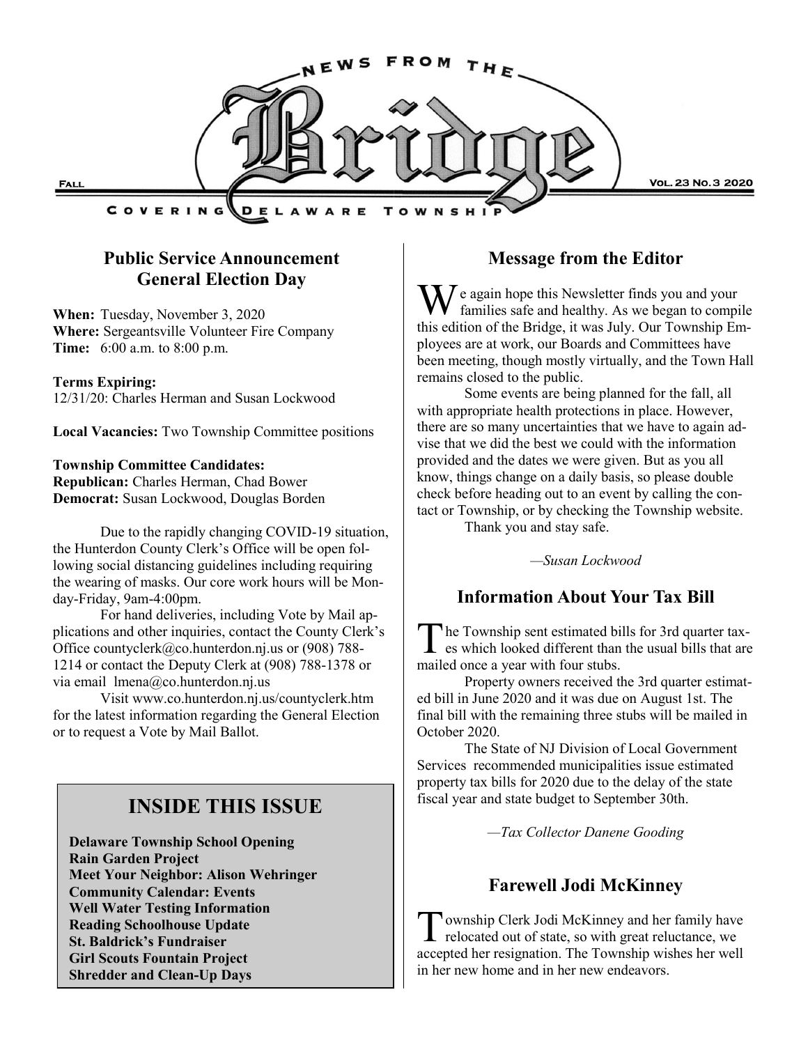# News from the Bridge

Covering Delaware Township

Fall — Vol. 23 No. 3 2020

## Public Service Announcement General Election Day

**When:** Tuesday, November 3, 2020
**Where:** Sergeantsville Volunteer Fire Company
**Time:** 6:00 a.m. to 8:00 p.m.

**Terms Expiring:**
12/31/20: Charles Herman and Susan Lockwood

**Local Vacancies:** Two Township Committee positions

**Township Committee Candidates:**
**Republican:** Charles Herman, Chad Bower
**Democrat:** Susan Lockwood, Douglas Borden

Due to the rapidly changing COVID-19 situation, the Hunterdon County Clerk's Office will be open following social distancing guidelines including requiring the wearing of masks. Our core work hours will be Monday-Friday, 9am-4:00pm.

For hand deliveries, including Vote by Mail applications and other inquiries, contact the County Clerk's Office countyclerk@co.hunterdon.nj.us or (908) 788-1214 or contact the Deputy Clerk at (908) 788-1378 or via email lmena@co.hunterdon.nj.us

Visit www.co.hunterdon.nj.us/countyclerk.htm for the latest information regarding the General Election or to request a Vote by Mail Ballot.

## INSIDE THIS ISSUE

**Delaware Township School Opening**
**Rain Garden Project**
**Meet Your Neighbor: Alison Wehringer**
**Community Calendar: Events**
**Well Water Testing Information**
**Reading Schoolhouse Update**
**St. Baldrick's Fundraiser**
**Girl Scouts Fountain Project**
**Shredder and Clean-Up Days**

## Message from the Editor

We again hope this Newsletter finds you and your families safe and healthy. As we began to compile this edition of the Bridge, it was July. Our Township Employees are at work, our Boards and Committees have been meeting, though mostly virtually, and the Town Hall remains closed to the public.

Some events are being planned for the fall, all with appropriate health protections in place. However, there are so many uncertainties that we have to again advise that we did the best we could with the information provided and the dates we were given. But as you all know, things change on a daily basis, so please double check before heading out to an event by calling the contact or Township, or by checking the Township website.

Thank you and stay safe.

*—Susan Lockwood*

## Information About Your Tax Bill

The Township sent estimated bills for 3rd quarter taxes which looked different than the usual bills that are mailed once a year with four stubs.

Property owners received the 3rd quarter estimated bill in June 2020 and it was due on August 1st. The final bill with the remaining three stubs will be mailed in October 2020.

The State of NJ Division of Local Government Services recommended municipalities issue estimated property tax bills for 2020 due to the delay of the state fiscal year and state budget to September 30th.

*—Tax Collector Danene Gooding*

## Farewell Jodi McKinney

Township Clerk Jodi McKinney and her family have relocated out of state, so with great reluctance, we accepted her resignation. The Township wishes her well in her new home and in her new endeavors.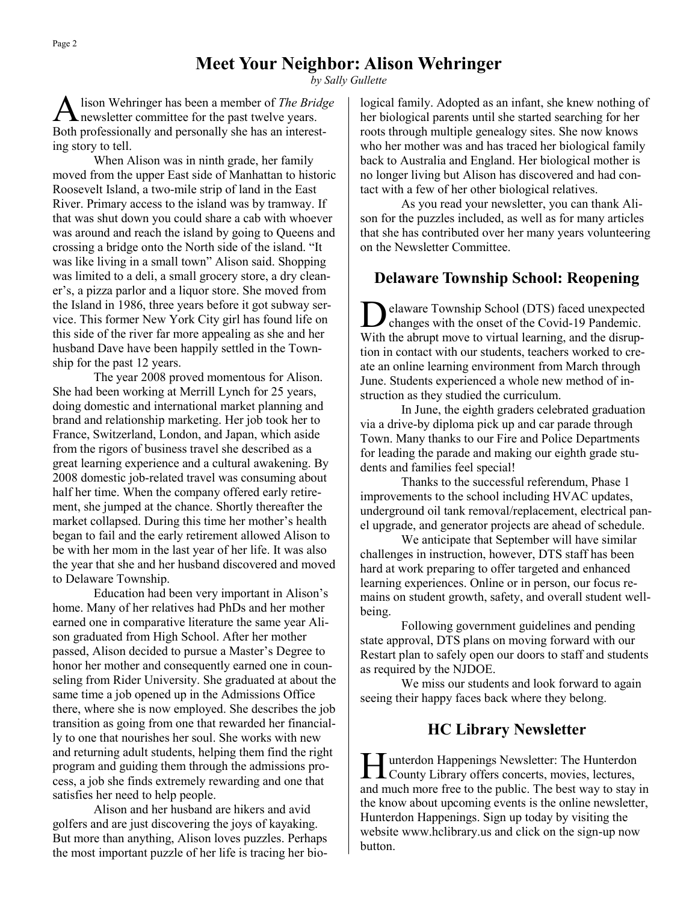# Meet Your Neighbor: Alison Wehringer

*by Sally Gullette*

Alison Wehringer has been a member of *The Bridge* newsletter committee for the past twelve years. Both professionally and personally she has an interesting story to tell.

When Alison was in ninth grade, her family moved from the upper East side of Manhattan to historic Roosevelt Island, a two-mile strip of land in the East River. Primary access to the island was by tramway. If that was shut down you could share a cab with whoever was around and reach the island by going to Queens and crossing a bridge onto the North side of the island. "It was like living in a small town" Alison said. Shopping was limited to a deli, a small grocery store, a dry cleaner's, a pizza parlor and a liquor store. She moved from the Island in 1986, three years before it got subway service. This former New York City girl has found life on this side of the river far more appealing as she and her husband Dave have been happily settled in the Township for the past 12 years.

The year 2008 proved momentous for Alison. She had been working at Merrill Lynch for 25 years, doing domestic and international market planning and brand and relationship marketing. Her job took her to France, Switzerland, London, and Japan, which aside from the rigors of business travel she described as a great learning experience and a cultural awakening. By 2008 domestic job-related travel was consuming about half her time. When the company offered early retirement, she jumped at the chance. Shortly thereafter the market collapsed. During this time her mother's health began to fail and the early retirement allowed Alison to be with her mom in the last year of her life. It was also the year that she and her husband discovered and moved to Delaware Township.

Education had been very important in Alison's home. Many of her relatives had PhDs and her mother earned one in comparative literature the same year Alison graduated from High School. After her mother passed, Alison decided to pursue a Master's Degree to honor her mother and consequently earned one in counseling from Rider University. She graduated at about the same time a job opened up in the Admissions Office there, where she is now employed. She describes the job transition as going from one that rewarded her financially to one that nourishes her soul. She works with new and returning adult students, helping them find the right program and guiding them through the admissions process, a job she finds extremely rewarding and one that satisfies her need to help people.

Alison and her husband are hikers and avid golfers and are just discovering the joys of kayaking. But more than anything, Alison loves puzzles. Perhaps the most important puzzle of her life is tracing her biological family. Adopted as an infant, she knew nothing of her biological parents until she started searching for her roots through multiple genealogy sites. She now knows who her mother was and has traced her biological family back to Australia and England. Her biological mother is no longer living but Alison has discovered and had contact with a few of her other biological relatives.

As you read your newsletter, you can thank Alison for the puzzles included, as well as for many articles that she has contributed over her many years volunteering on the Newsletter Committee.

## Delaware Township School: Reopening

Delaware Township School (DTS) faced unexpected changes with the onset of the Covid-19 Pandemic. With the abrupt move to virtual learning, and the disruption in contact with our students, teachers worked to create an online learning environment from March through June. Students experienced a whole new method of instruction as they studied the curriculum.

In June, the eighth graders celebrated graduation via a drive-by diploma pick up and car parade through Town. Many thanks to our Fire and Police Departments for leading the parade and making our eighth grade students and families feel special!

Thanks to the successful referendum, Phase 1 improvements to the school including HVAC updates, underground oil tank removal/replacement, electrical panel upgrade, and generator projects are ahead of schedule.

We anticipate that September will have similar challenges in instruction, however, DTS staff has been hard at work preparing to offer targeted and enhanced learning experiences. Online or in person, our focus remains on student growth, safety, and overall student well-being.

Following government guidelines and pending state approval, DTS plans on moving forward with our Restart plan to safely open our doors to staff and students as required by the NJDOE.

We miss our students and look forward to again seeing their happy faces back where they belong.

## HC Library Newsletter

Hunterdon Happenings Newsletter: The Hunterdon County Library offers concerts, movies, lectures, and much more free to the public. The best way to stay in the know about upcoming events is the online newsletter, Hunterdon Happenings. Sign up today by visiting the website www.hclibrary.us and click on the sign-up now button.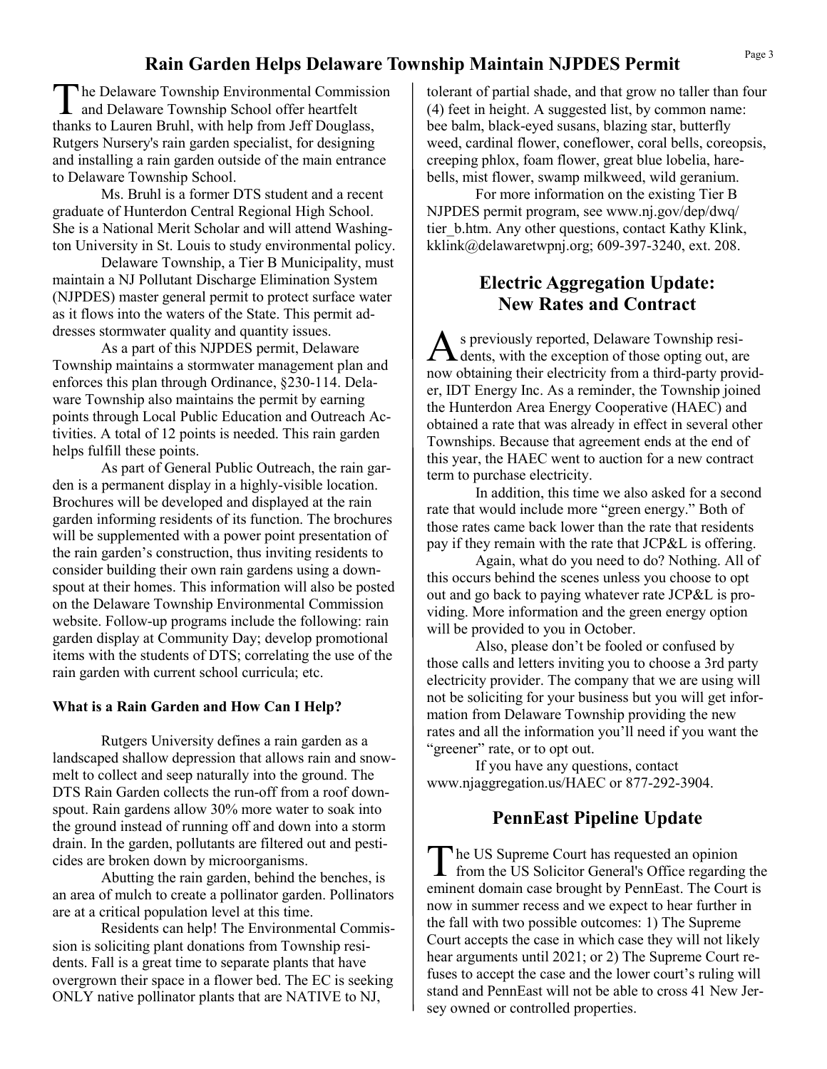## Rain Garden Helps Delaware Township Maintain NJPDES Permit

The Delaware Township Environmental Commission and Delaware Township School offer heartfelt thanks to Lauren Bruhl, with help from Jeff Douglass, Rutgers Nursery's rain garden specialist, for designing and installing a rain garden outside of the main entrance to Delaware Township School.

Ms. Bruhl is a former DTS student and a recent graduate of Hunterdon Central Regional High School. She is a National Merit Scholar and will attend Washington University in St. Louis to study environmental policy.

Delaware Township, a Tier B Municipality, must maintain a NJ Pollutant Discharge Elimination System (NJPDES) master general permit to protect surface water as it flows into the waters of the State. This permit addresses stormwater quality and quantity issues.

As a part of this NJPDES permit, Delaware Township maintains a stormwater management plan and enforces this plan through Ordinance, §230-114. Delaware Township also maintains the permit by earning points through Local Public Education and Outreach Activities. A total of 12 points is needed. This rain garden helps fulfill these points.

As part of General Public Outreach, the rain garden is a permanent display in a highly-visible location. Brochures will be developed and displayed at the rain garden informing residents of its function. The brochures will be supplemented with a power point presentation of the rain garden's construction, thus inviting residents to consider building their own rain gardens using a downspout at their homes. This information will also be posted on the Delaware Township Environmental Commission website. Follow-up programs include the following: rain garden display at Community Day; develop promotional items with the students of DTS; correlating the use of the rain garden with current school curricula; etc.

**What is a Rain Garden and How Can I Help?**

Rutgers University defines a rain garden as a landscaped shallow depression that allows rain and snowmelt to collect and seep naturally into the ground. The DTS Rain Garden collects the run-off from a roof downspout. Rain gardens allow 30% more water to soak into the ground instead of running off and down into a storm drain. In the garden, pollutants are filtered out and pesticides are broken down by microorganisms.

Abutting the rain garden, behind the benches, is an area of mulch to create a pollinator garden. Pollinators are at a critical population level at this time.

Residents can help! The Environmental Commission is soliciting plant donations from Township residents. Fall is a great time to separate plants that have overgrown their space in a flower bed. The EC is seeking ONLY native pollinator plants that are NATIVE to NJ, tolerant of partial shade, and that grow no taller than four (4) feet in height. A suggested list, by common name: bee balm, black-eyed susans, blazing star, butterfly weed, cardinal flower, coneflower, coral bells, coreopsis, creeping phlox, foam flower, great blue lobelia, harebells, mist flower, swamp milkweed, wild geranium.

For more information on the existing Tier B NJPDES permit program, see www.nj.gov/dep/dwq/tier_b.htm. Any other questions, contact Kathy Klink, kklink@delawaretwpnj.org; 609-397-3240, ext. 208.

## Electric Aggregation Update: New Rates and Contract

As previously reported, Delaware Township residents, with the exception of those opting out, are now obtaining their electricity from a third-party provider, IDT Energy Inc. As a reminder, the Township joined the Hunterdon Area Energy Cooperative (HAEC) and obtained a rate that was already in effect in several other Townships. Because that agreement ends at the end of this year, the HAEC went to auction for a new contract term to purchase electricity.

In addition, this time we also asked for a second rate that would include more "green energy." Both of those rates came back lower than the rate that residents pay if they remain with the rate that JCP&L is offering.

Again, what do you need to do? Nothing. All of this occurs behind the scenes unless you choose to opt out and go back to paying whatever rate JCP&L is providing. More information and the green energy option will be provided to you in October.

Also, please don't be fooled or confused by those calls and letters inviting you to choose a 3rd party electricity provider. The company that we are using will not be soliciting for your business but you will get information from Delaware Township providing the new rates and all the information you'll need if you want the "greener" rate, or to opt out.

If you have any questions, contact www.njaggregation.us/HAEC or 877-292-3904.

## PennEast Pipeline Update

The US Supreme Court has requested an opinion from the US Solicitor General's Office regarding the eminent domain case brought by PennEast. The Court is now in summer recess and we expect to hear further in the fall with two possible outcomes: 1) The Supreme Court accepts the case in which case they will not likely hear arguments until 2021; or 2) The Supreme Court refuses to accept the case and the lower court's ruling will stand and PennEast will not be able to cross 41 New Jersey owned or controlled properties.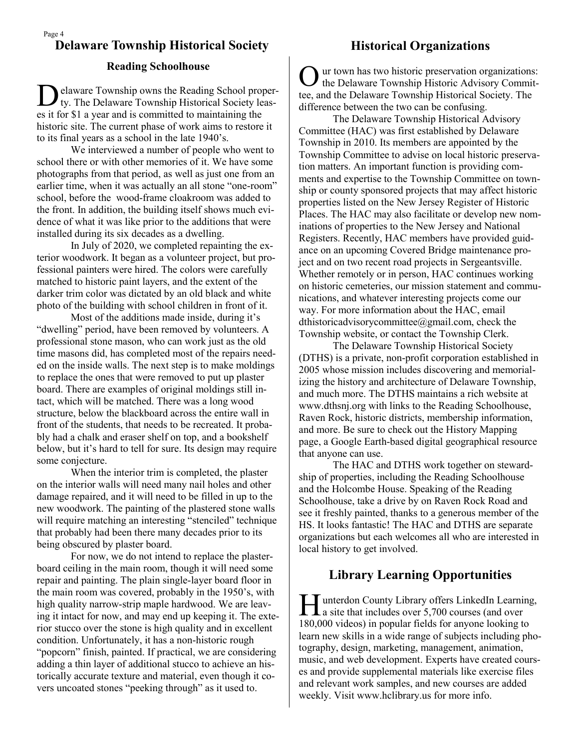## Delaware Township Historical Society

### Reading Schoolhouse

Delaware Township owns the Reading School property. The Delaware Township Historical Society leases it for $1 a year and is committed to maintaining the historic site. The current phase of work aims to restore it to its final years as a school in the late 1940's.

We interviewed a number of people who went to school there or with other memories of it. We have some photographs from that period, as well as just one from an earlier time, when it was actually an all stone "one-room" school, before the wood-frame cloakroom was added to the front. In addition, the building itself shows much evidence of what it was like prior to the additions that were installed during its six decades as a dwelling.

In July of 2020, we completed repainting the exterior woodwork. It began as a volunteer project, but professional painters were hired. The colors were carefully matched to historic paint layers, and the extent of the darker trim color was dictated by an old black and white photo of the building with school children in front of it.

Most of the additions made inside, during it's "dwelling" period, have been removed by volunteers. A professional stone mason, who can work just as the old time masons did, has completed most of the repairs needed on the inside walls. The next step is to make moldings to replace the ones that were removed to put up plaster board. There are examples of original moldings still intact, which will be matched. There was a long wood structure, below the blackboard across the entire wall in front of the students, that needs to be recreated. It probably had a chalk and eraser shelf on top, and a bookshelf below, but it's hard to tell for sure. Its design may require some conjecture.

When the interior trim is completed, the plaster on the interior walls will need many nail holes and other damage repaired, and it will need to be filled in up to the new woodwork. The painting of the plastered stone walls will require matching an interesting "stenciled" technique that probably had been there many decades prior to its being obscured by plaster board.

For now, we do not intend to replace the plasterboard ceiling in the main room, though it will need some repair and painting. The plain single-layer board floor in the main room was covered, probably in the 1950's, with high quality narrow-strip maple hardwood. We are leaving it intact for now, and may end up keeping it. The exterior stucco over the stone is high quality and in excellent condition. Unfortunately, it has a non-historic rough "popcorn" finish, painted. If practical, we are considering adding a thin layer of additional stucco to achieve an historically accurate texture and material, even though it covers uncoated stones "peeking through" as it used to.

## Historical Organizations

Our town has two historic preservation organizations: the Delaware Township Historic Advisory Committee, and the Delaware Township Historical Society. The difference between the two can be confusing.

The Delaware Township Historical Advisory Committee (HAC) was first established by Delaware Township in 2010. Its members are appointed by the Township Committee to advise on local historic preservation matters. An important function is providing comments and expertise to the Township Committee on township or county sponsored projects that may affect historic properties listed on the New Jersey Register of Historic Places. The HAC may also facilitate or develop new nominations of properties to the New Jersey and National Registers. Recently, HAC members have provided guidance on an upcoming Covered Bridge maintenance project and on two recent road projects in Sergeantsville. Whether remotely or in person, HAC continues working on historic cemeteries, our mission statement and communications, and whatever interesting projects come our way. For more information about the HAC, email dthistoricadvisorycommittee@gmail.com, check the Township website, or contact the Township Clerk.

The Delaware Township Historical Society (DTHS) is a private, non-profit corporation established in 2005 whose mission includes discovering and memorializing the history and architecture of Delaware Township, and much more. The DTHS maintains a rich website at www.dthsnj.org with links to the Reading Schoolhouse, Raven Rock, historic districts, membership information, and more. Be sure to check out the History Mapping page, a Google Earth-based digital geographical resource that anyone can use.

The HAC and DTHS work together on stewardship of properties, including the Reading Schoolhouse and the Holcombe House. Speaking of the Reading Schoolhouse, take a drive by on Raven Rock Road and see it freshly painted, thanks to a generous member of the HS. It looks fantastic! The HAC and DTHS are separate organizations but each welcomes all who are interested in local history to get involved.

## Library Learning Opportunities

Hunterdon County Library offers LinkedIn Learning, a site that includes over 5,700 courses (and over 180,000 videos) in popular fields for anyone looking to learn new skills in a wide range of subjects including photography, design, marketing, management, animation, music, and web development. Experts have created courses and provide supplemental materials like exercise files and relevant work samples, and new courses are added weekly. Visit www.hclibrary.us for more info.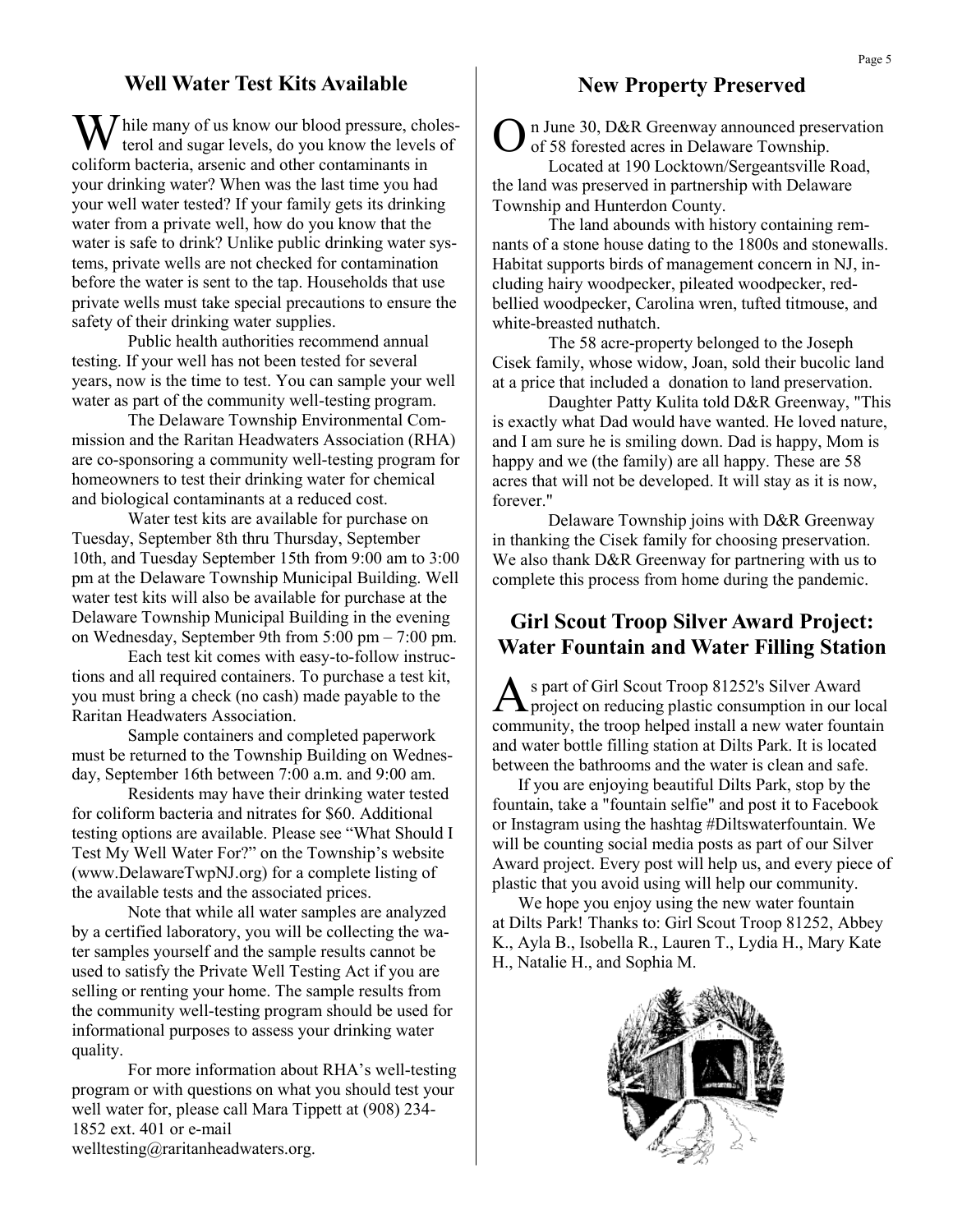## Well Water Test Kits Available

While many of us know our blood pressure, cholesterol and sugar levels, do you know the levels of coliform bacteria, arsenic and other contaminants in your drinking water? When was the last time you had your well water tested? If your family gets its drinking water from a private well, how do you know that the water is safe to drink? Unlike public drinking water systems, private wells are not checked for contamination before the water is sent to the tap. Households that use private wells must take special precautions to ensure the safety of their drinking water supplies.

Public health authorities recommend annual testing. If your well has not been tested for several years, now is the time to test. You can sample your well water as part of the community well-testing program.

The Delaware Township Environmental Commission and the Raritan Headwaters Association (RHA) are co-sponsoring a community well-testing program for homeowners to test their drinking water for chemical and biological contaminants at a reduced cost.

Water test kits are available for purchase on Tuesday, September 8th thru Thursday, September 10th, and Tuesday September 15th from 9:00 am to 3:00 pm at the Delaware Township Municipal Building. Well water test kits will also be available for purchase at the Delaware Township Municipal Building in the evening on Wednesday, September 9th from 5:00 pm – 7:00 pm.

Each test kit comes with easy-to-follow instructions and all required containers. To purchase a test kit, you must bring a check (no cash) made payable to the Raritan Headwaters Association.

Sample containers and completed paperwork must be returned to the Township Building on Wednesday, September 16th between 7:00 a.m. and 9:00 am.

Residents may have their drinking water tested for coliform bacteria and nitrates for $60. Additional testing options are available. Please see "What Should I Test My Well Water For?" on the Township's website (www.DelawareTwpNJ.org) for a complete listing of the available tests and the associated prices.

Note that while all water samples are analyzed by a certified laboratory, you will be collecting the water samples yourself and the sample results cannot be used to satisfy the Private Well Testing Act if you are selling or renting your home. The sample results from the community well-testing program should be used for informational purposes to assess your drinking water quality.

For more information about RHA's well-testing program or with questions on what you should test your well water for, please call Mara Tippett at (908) 234-1852 ext. 401 or e-mail welltesting@raritanheadwaters.org.

## New Property Preserved

On June 30, D&R Greenway announced preservation of 58 forested acres in Delaware Township.

Located at 190 Locktown/Sergeantsville Road, the land was preserved in partnership with Delaware Township and Hunterdon County.

The land abounds with history containing remnants of a stone house dating to the 1800s and stonewalls. Habitat supports birds of management concern in NJ, including hairy woodpecker, pileated woodpecker, red-bellied woodpecker, Carolina wren, tufted titmouse, and white-breasted nuthatch.

The 58 acre-property belonged to the Joseph Cisek family, whose widow, Joan, sold their bucolic land at a price that included a donation to land preservation.

Daughter Patty Kulita told D&R Greenway, "This is exactly what Dad would have wanted. He loved nature, and I am sure he is smiling down. Dad is happy, Mom is happy and we (the family) are all happy. These are 58 acres that will not be developed. It will stay as it is now, forever."

Delaware Township joins with D&R Greenway in thanking the Cisek family for choosing preservation. We also thank D&R Greenway for partnering with us to complete this process from home during the pandemic.

## Girl Scout Troop Silver Award Project: Water Fountain and Water Filling Station

As part of Girl Scout Troop 81252's Silver Award project on reducing plastic consumption in our local community, the troop helped install a new water fountain and water bottle filling station at Dilts Park. It is located between the bathrooms and the water is clean and safe.

If you are enjoying beautiful Dilts Park, stop by the fountain, take a "fountain selfie" and post it to Facebook or Instagram using the hashtag #Diltswaterfountain. We will be counting social media posts as part of our Silver Award project. Every post will help us, and every piece of plastic that you avoid using will help our community.

We hope you enjoy using the new water fountain at Dilts Park! Thanks to: Girl Scout Troop 81252, Abbey K., Ayla B., Isobella R., Lauren T., Lydia H., Mary Kate H., Natalie H., and Sophia M.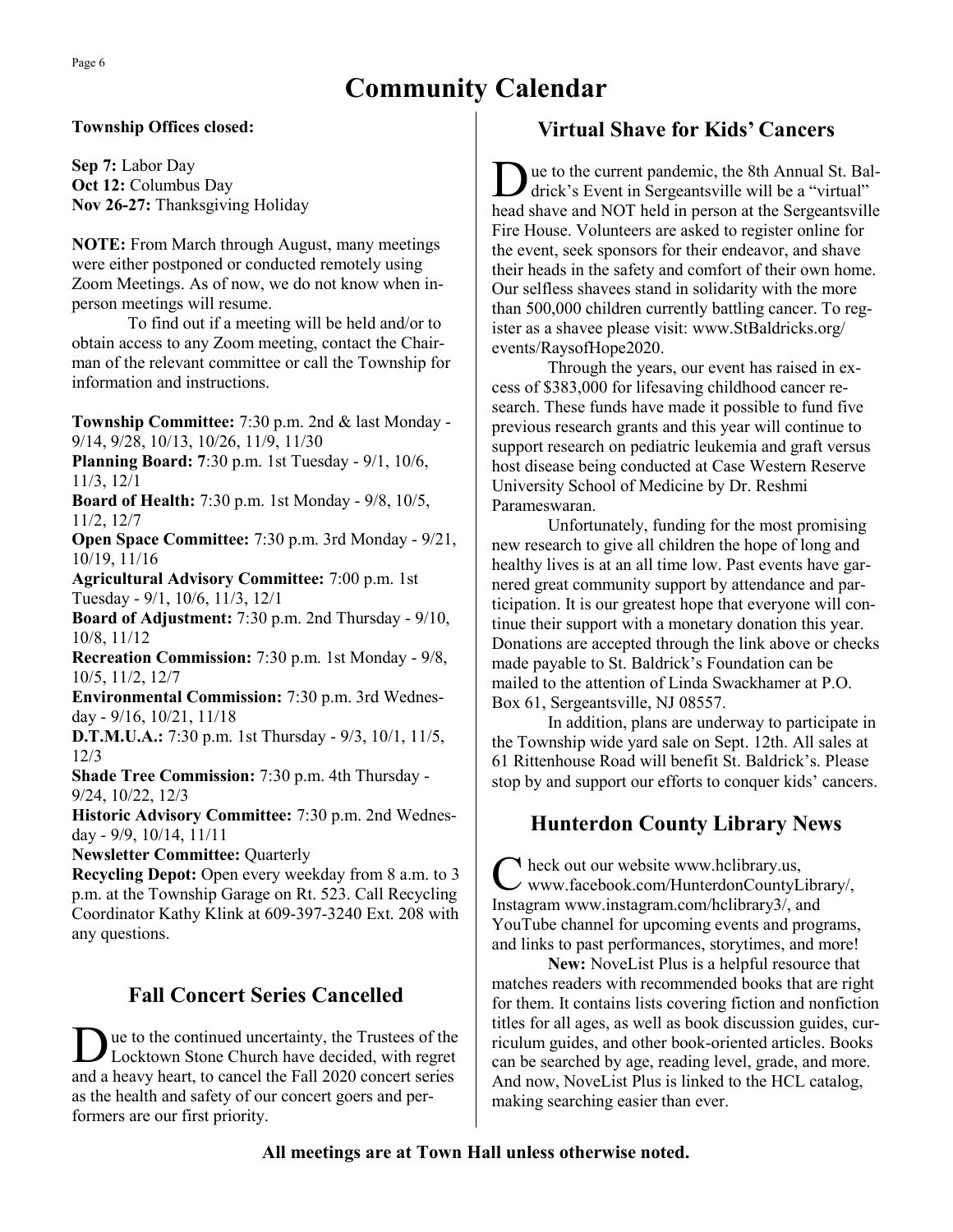# Community Calendar

**Township Offices closed:**

**Sep 7:** Labor Day
**Oct 12:** Columbus Day
**Nov 26-27:** Thanksgiving Holiday

**NOTE:** From March through August, many meetings were either postponed or conducted remotely using Zoom Meetings. As of now, we do not know when in-person meetings will resume.

To find out if a meeting will be held and/or to obtain access to any Zoom meeting, contact the Chairman of the relevant committee or call the Township for information and instructions.

**Township Committee:** 7:30 p.m. 2nd & last Monday - 9/14, 9/28, 10/13, 10/26, 11/9, 11/30
**Planning Board: 7**:30 p.m. 1st Tuesday - 9/1, 10/6, 11/3, 12/1
**Board of Health:** 7:30 p.m. 1st Monday - 9/8, 10/5, 11/2, 12/7
**Open Space Committee:** 7:30 p.m. 3rd Monday - 9/21, 10/19, 11/16
**Agricultural Advisory Committee:** 7:00 p.m. 1st Tuesday - 9/1, 10/6, 11/3, 12/1
**Board of Adjustment:** 7:30 p.m. 2nd Thursday - 9/10, 10/8, 11/12
**Recreation Commission:** 7:30 p.m. 1st Monday - 9/8, 10/5, 11/2, 12/7
**Environmental Commission:** 7:30 p.m. 3rd Wednesday - 9/16, 10/21, 11/18
**D.T.M.U.A.:** 7:30 p.m. 1st Thursday - 9/3, 10/1, 11/5, 12/3
**Shade Tree Commission:** 7:30 p.m. 4th Thursday - 9/24, 10/22, 12/3
**Historic Advisory Committee:** 7:30 p.m. 2nd Wednesday - 9/9, 10/14, 11/11
**Newsletter Committee:** Quarterly
**Recycling Depot:** Open every weekday from 8 a.m. to 3 p.m. at the Township Garage on Rt. 523. Call Recycling Coordinator Kathy Klink at 609-397-3240 Ext. 208 with any questions.

## Fall Concert Series Cancelled

Due to the continued uncertainty, the Trustees of the Locktown Stone Church have decided, with regret and a heavy heart, to cancel the Fall 2020 concert series as the health and safety of our concert goers and performers are our first priority.

## Virtual Shave for Kids' Cancers

Due to the current pandemic, the 8th Annual St. Baldrick's Event in Sergeantsville will be a "virtual" head shave and NOT held in person at the Sergeantsville Fire House. Volunteers are asked to register online for the event, seek sponsors for their endeavor, and shave their heads in the safety and comfort of their own home. Our selfless shavees stand in solidarity with the more than 500,000 children currently battling cancer. To register as a shavee please visit: www.StBaldricks.org/events/RaysofHope2020.

Through the years, our event has raised in excess of $383,000 for lifesaving childhood cancer research. These funds have made it possible to fund five previous research grants and this year will continue to support research on pediatric leukemia and graft versus host disease being conducted at Case Western Reserve University School of Medicine by Dr. Reshmi Parameswaran.

Unfortunately, funding for the most promising new research to give all children the hope of long and healthy lives is at an all time low. Past events have garnered great community support by attendance and participation. It is our greatest hope that everyone will continue their support with a monetary donation this year. Donations are accepted through the link above or checks made payable to St. Baldrick's Foundation can be mailed to the attention of Linda Swackhamer at P.O. Box 61, Sergeantsville, NJ 08557.

In addition, plans are underway to participate in the Township wide yard sale on Sept. 12th. All sales at 61 Rittenhouse Road will benefit St. Baldrick's. Please stop by and support our efforts to conquer kids' cancers.

## Hunterdon County Library News

Check out our website www.hclibrary.us, www.facebook.com/HunterdonCountyLibrary/, Instagram www.instagram.com/hclibrary3/, and YouTube channel for upcoming events and programs, and links to past performances, storytimes, and more!

**New:** NoveList Plus is a helpful resource that matches readers with recommended books that are right for them. It contains lists covering fiction and nonfiction titles for all ages, as well as book discussion guides, curriculum guides, and other book-oriented articles. Books can be searched by age, reading level, grade, and more. And now, NoveList Plus is linked to the HCL catalog, making searching easier than ever.

**All meetings are at Town Hall unless otherwise noted.**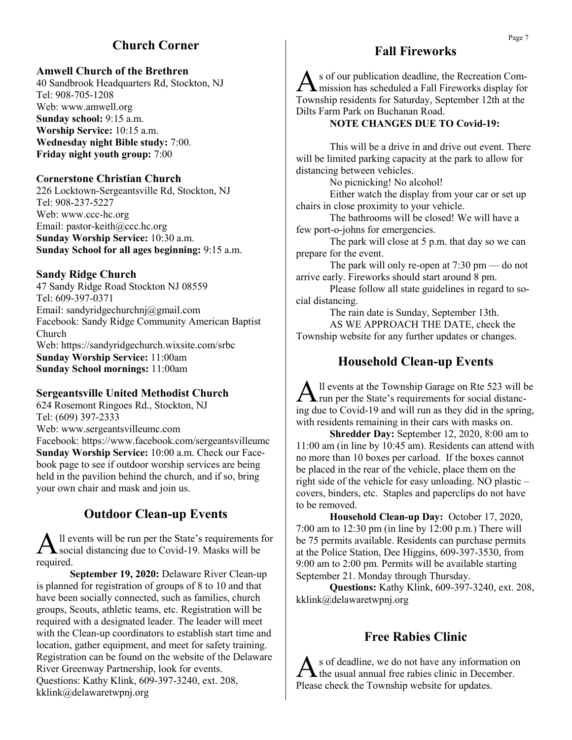## Church Corner

### Amwell Church of the Brethren

40 Sandbrook Headquarters Rd, Stockton, NJ
Tel: 908-705-1208
Web: www.amwell.org
**Sunday school:** 9:15 a.m.
**Worship Service:** 10:15 a.m.
**Wednesday night Bible study:** 7:00.
**Friday night youth group:** 7:00

### Cornerstone Christian Church

226 Locktown-Sergeantsville Rd, Stockton, NJ
Tel: 908-237-5227
Web: www.ccc-hc.org
Email: pastor-keith@ccc.hc.org
**Sunday Worship Service:** 10:30 a.m.
**Sunday School for all ages beginning:** 9:15 a.m.

### Sandy Ridge Church

47 Sandy Ridge Road Stockton NJ 08559
Tel: 609-397-0371
Email: sandyridgechurchnj@gmail.com
Facebook: Sandy Ridge Community American Baptist Church
Web: https://sandyridgechurch.wixsite.com/srbc
**Sunday Worship Service:** 11:00am
**Sunday School mornings:** 11:00am

### Sergeantsville United Methodist Church

624 Rosemont Ringoes Rd., Stockton, NJ
Tel: (609) 397-2333
Web: www.sergeantsvilleumc.com
Facebook: https://www.facebook.com/sergeantsvilleumc
**Sunday Worship Service:** 10:00 a.m. Check our Facebook page to see if outdoor worship services are being held in the pavilion behind the church, and if so, bring your own chair and mask and join us.

## Outdoor Clean-up Events

All events will be run per the State's requirements for social distancing due to Covid-19. Masks will be required.

**September 19, 2020:** Delaware River Clean-up is planned for registration of groups of 8 to 10 and that have been socially connected, such as families, church groups, Scouts, athletic teams, etc. Registration will be required with a designated leader. The leader will meet with the Clean-up coordinators to establish start time and location, gather equipment, and meet for safety training. Registration can be found on the website of the Delaware River Greenway Partnership, look for events.
Questions: Kathy Klink, 609-397-3240, ext. 208, kklink@delawaretwpnj.org

## Fall Fireworks

As of our publication deadline, the Recreation Commission has scheduled a Fall Fireworks display for Township residents for Saturday, September 12th at the Dilts Farm Park on Buchanan Road.

**NOTE CHANGES DUE TO Covid-19:**

This will be a drive in and drive out event. There will be limited parking capacity at the park to allow for distancing between vehicles.

No picnicking! No alcohol!

Either watch the display from your car or set up chairs in close proximity to your vehicle.

The bathrooms will be closed! We will have a few port-o-johns for emergencies.

The park will close at 5 p.m. that day so we can prepare for the event.

The park will only re-open at 7:30 pm — do not arrive early. Fireworks should start around 8 pm.

Please follow all state guidelines in regard to social distancing.

The rain date is Sunday, September 13th.

AS WE APPROACH THE DATE, check the Township website for any further updates or changes.

## Household Clean-up Events

All events at the Township Garage on Rte 523 will be run per the State's requirements for social distancing due to Covid-19 and will run as they did in the spring, with residents remaining in their cars with masks on.

**Shredder Day:** September 12, 2020, 8:00 am to 11:00 am (in line by 10:45 am). Residents can attend with no more than 10 boxes per carload. If the boxes cannot be placed in the rear of the vehicle, place them on the right side of the vehicle for easy unloading. NO plastic – covers, binders, etc. Staples and paperclips do not have to be removed.

**Household Clean-up Day:** October 17, 2020, 7:00 am to 12:30 pm (in line by 12:00 p.m.) There will be 75 permits available. Residents can purchase permits at the Police Station, Dee Higgins, 609-397-3530, from 9:00 am to 2:00 pm. Permits will be available starting September 21. Monday through Thursday.

**Questions:** Kathy Klink, 609-397-3240, ext. 208, kklink@delawaretwpnj.org

## Free Rabies Clinic

As of deadline, we do not have any information on the usual annual free rabies clinic in December. Please check the Township website for updates.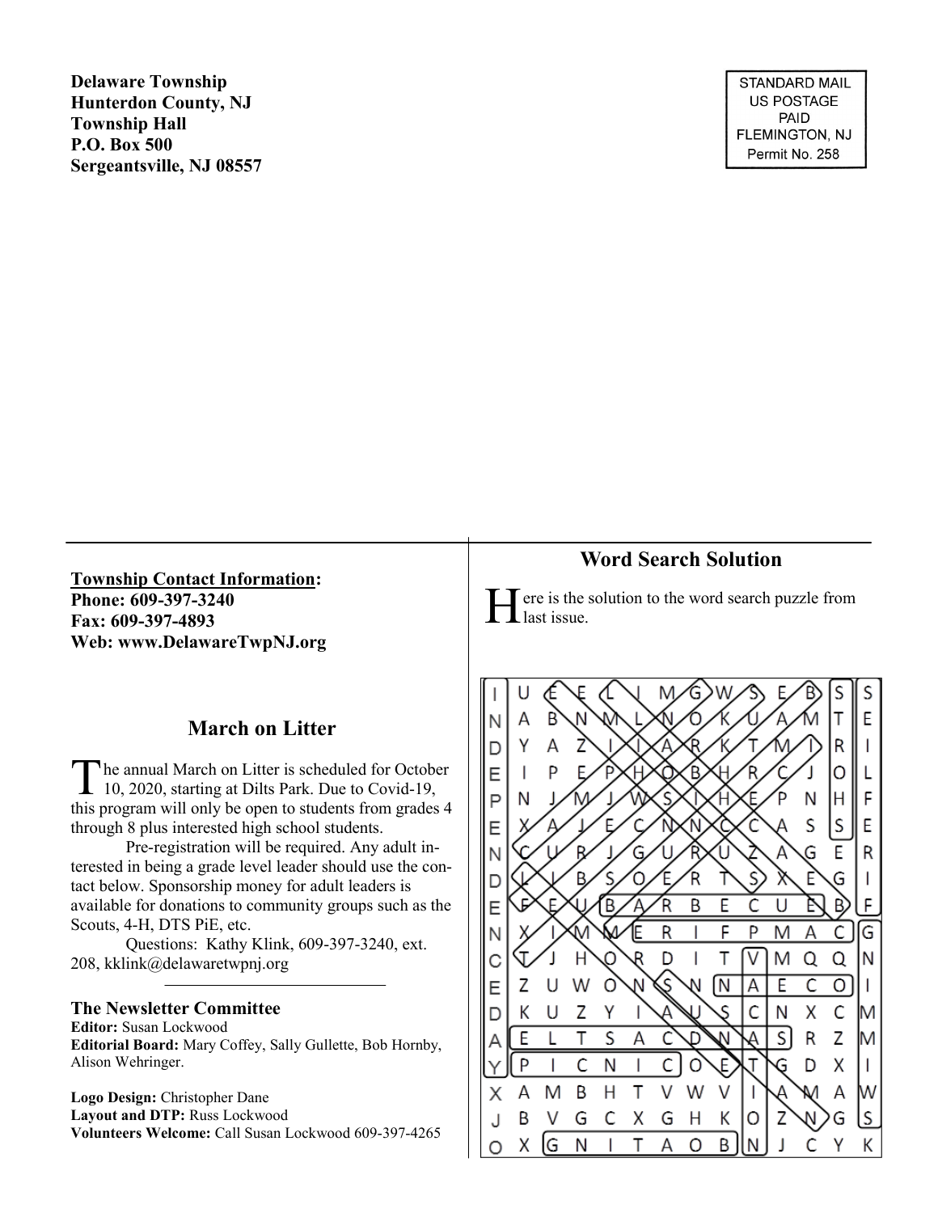Delaware Township
Hunterdon County, NJ
Township Hall
P.O. Box 500
Sergeantsville, NJ 08557

STANDARD MAIL
US POSTAGE
PAID
FLEMINGTON, NJ
Permit No. 258

**Township Contact Information:**
**Phone: 609-397-3240**
**Fax: 609-397-4893**
**Web: www.DelawareTwpNJ.org**

## March on Litter

The annual March on Litter is scheduled for October 10, 2020, starting at Dilts Park. Due to Covid-19, this program will only be open to students from grades 4 through 8 plus interested high school students.

Pre-registration will be required. Any adult interested in being a grade level leader should use the contact below. Sponsorship money for adult leaders is available for donations to community groups such as the Scouts, 4-H, DTS PiE, etc.

Questions: Kathy Klink, 609-397-3240, ext. 208, kklink@delawaretwpnj.org

**The Newsletter Committee**
**Editor:** Susan Lockwood
**Editorial Board:** Mary Coffey, Sally Gullette, Bob Hornby, Alison Wehringer.

**Logo Design:** Christopher Dane
**Layout and DTP:** Russ Lockwood
**Volunteers Welcome:** Call Susan Lockwood 609-397-4265

## Word Search Solution

Here is the solution to the word search puzzle from last issue.

| | | | | | | | | | | | | | |
|---|---|---|---|---|---|---|---|---|---|---|---|---|---|
| I | U | E | E | L | I | M | G | W | S | E | B | S | S |
| N | A | B | N | M | L | N | O | K | U | A | M | T | E |
| D | Y | A | Z | I | I | A | R | K | T | M | I | R | I |
| E | I | P | E | P | H | O | B | H | R | C | J | O | L |
| P | N | J | M | J | W | S | I | H | E | P | N | H | F |
| E | X | A | J | E | C | N | N | C | C | A | S | S | E |
| N | C | U | R | J | G | U | R | U | Z | A | G | E | R |
| D | L | I | B | S | O | E | R | T | S | X | E | G | I |
| E | F | E | U | B | A | R | B | E | C | U | E | B | F |
| N | X | I | M | M | E | R | I | F | P | M | A | C | G |
| C | T | J | H | O | R | D | I | T | V | M | Q | Q | N |
| E | Z | U | W | O | N | S | N | N | A | E | C | O | I |
| D | K | U | Z | Y | I | A | U | S | C | N | X | C | M |
| A | E | L | T | S | A | C | D | N | A | S | R | Z | M |
| Y | P | I | C | N | I | C | O | E | T | G | D | X | I |
| X | A | M | B | H | T | V | W | V | I | A | M | A | W |
| J | B | V | G | C | X | G | H | K | O | Z | N | G | S |
| O | X | G | N | I | T | A | O | B | N | J | C | Y | K |